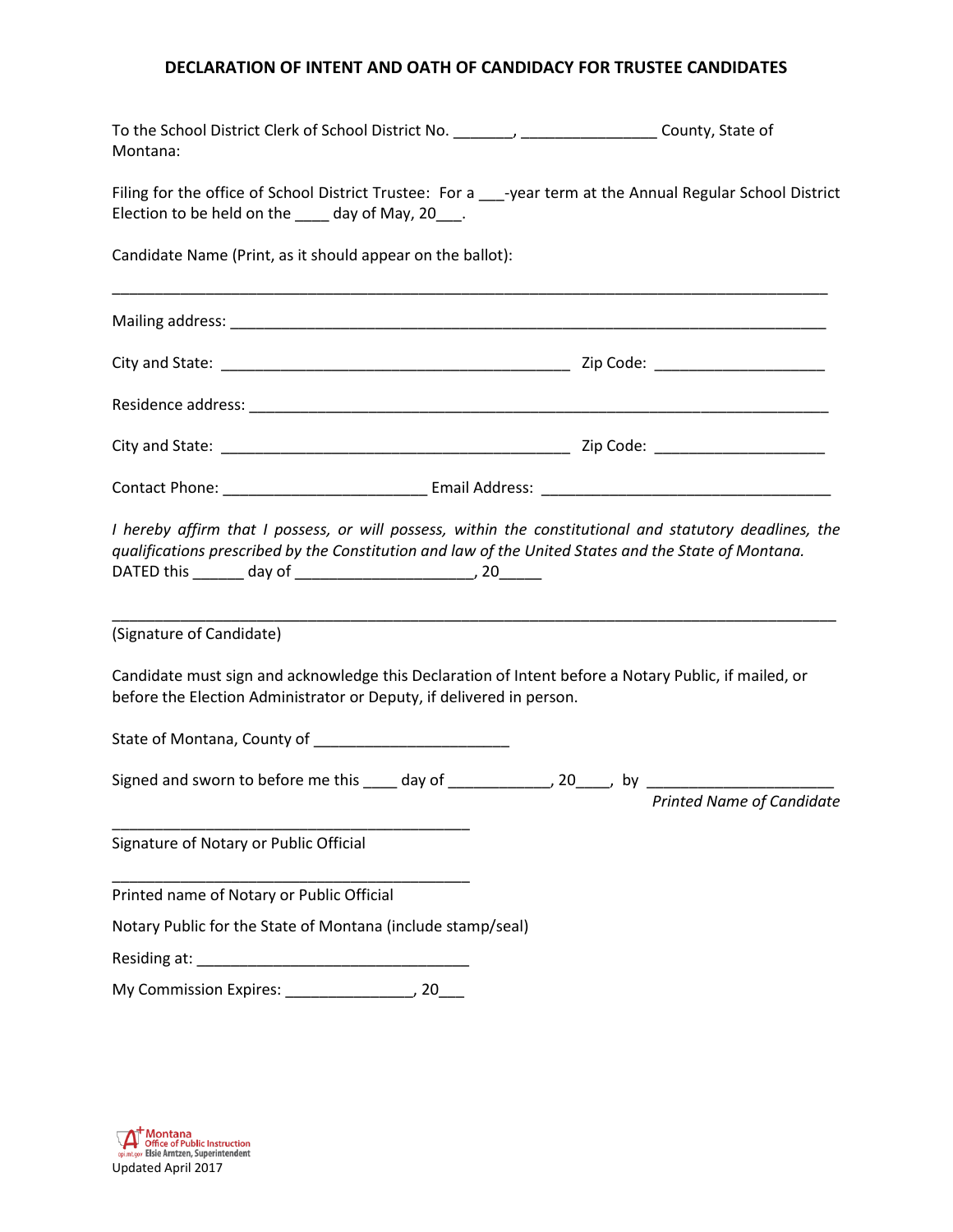# DECLARATION OF INTENT AND OATH OF CANDIDACY FOR TRUSTEE CANDIDATES

To the School District Clerk of School District No. _______, ________________ County, State of Montana:

Filing for the office of School District Trustee: For a ___-year term at the Annual Regular School District Election to be held on the ____ day of May, 20___.

Candidate Name (Print, as it should appear on the ballot):

_____________________________________________________________________________________

Mailing address: ___________________________________________________________________________

City and State: ___________________________________________ Zip Code: ____________________

Residence address: _________________________________________________________________________

City and State: ___________________________________________ Zip Code: ____________________

Contact Phone: ________________________ Email Address: ___________________________________

*I hereby affirm that I possess, or will possess, within the constitutional and statutory deadlines, the qualifications prescribed by the Constitution and law of the United States and the State of Montana.*
DATED this ______ day of ____________________, 20_____

_____________________________________________________________________________________

(Signature of Candidate)

Candidate must sign and acknowledge this Declaration of Intent before a Notary Public, if mailed, or before the Election Administrator or Deputy, if delivered in person.

State of Montana, County of _______________________

Signed and sworn to before me this ____ day of ____________, 20____, by ______________________
*Printed Name of Candidate*

___________________________________________
Signature of Notary or Public Official

___________________________________________
Printed name of Notary or Public Official

Notary Public for the State of Montana (include stamp/seal)

Residing at: _________________________________

My Commission Expires: _______________, 20___

Montana Office of Public Instruction
opi.mt.gov Elsie Arntzen, Superintendent
Updated April 2017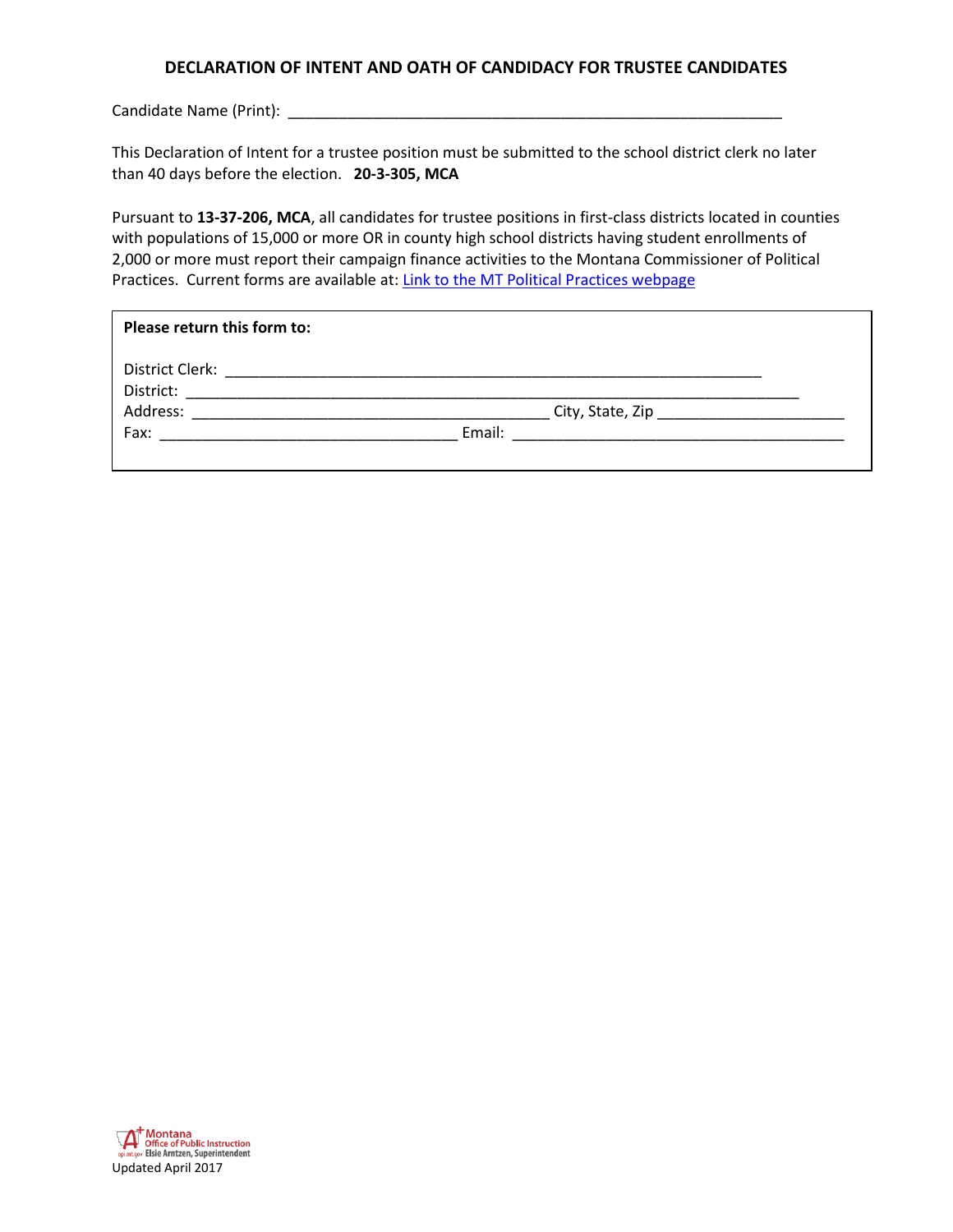# DECLARATION OF INTENT AND OATH OF CANDIDACY FOR TRUSTEE CANDIDATES

Candidate Name (Print): ____________________________________________________________

This Declaration of Intent for a trustee position must be submitted to the school district clerk no later than 40 days before the election. **20-3-305, MCA**

Pursuant to **13-37-206, MCA**, all candidates for trustee positions in first-class districts located in counties with populations of 15,000 or more OR in county high school districts having student enrollments of 2,000 or more must report their campaign finance activities to the Montana Commissioner of Political Practices. Current forms are available at: Link to the MT Political Practices webpage

**Please return this form to:**

District Clerk: ________________________________________________________________

District: ____________________________________________________________________

Address: ___________________________________________ City, State, Zip ______________________

Fax: ___________________________________ Email: ________________________________________

Montana Office of Public Instruction
opi.mt.gov Elsie Arntzen, Superintendent
Updated April 2017